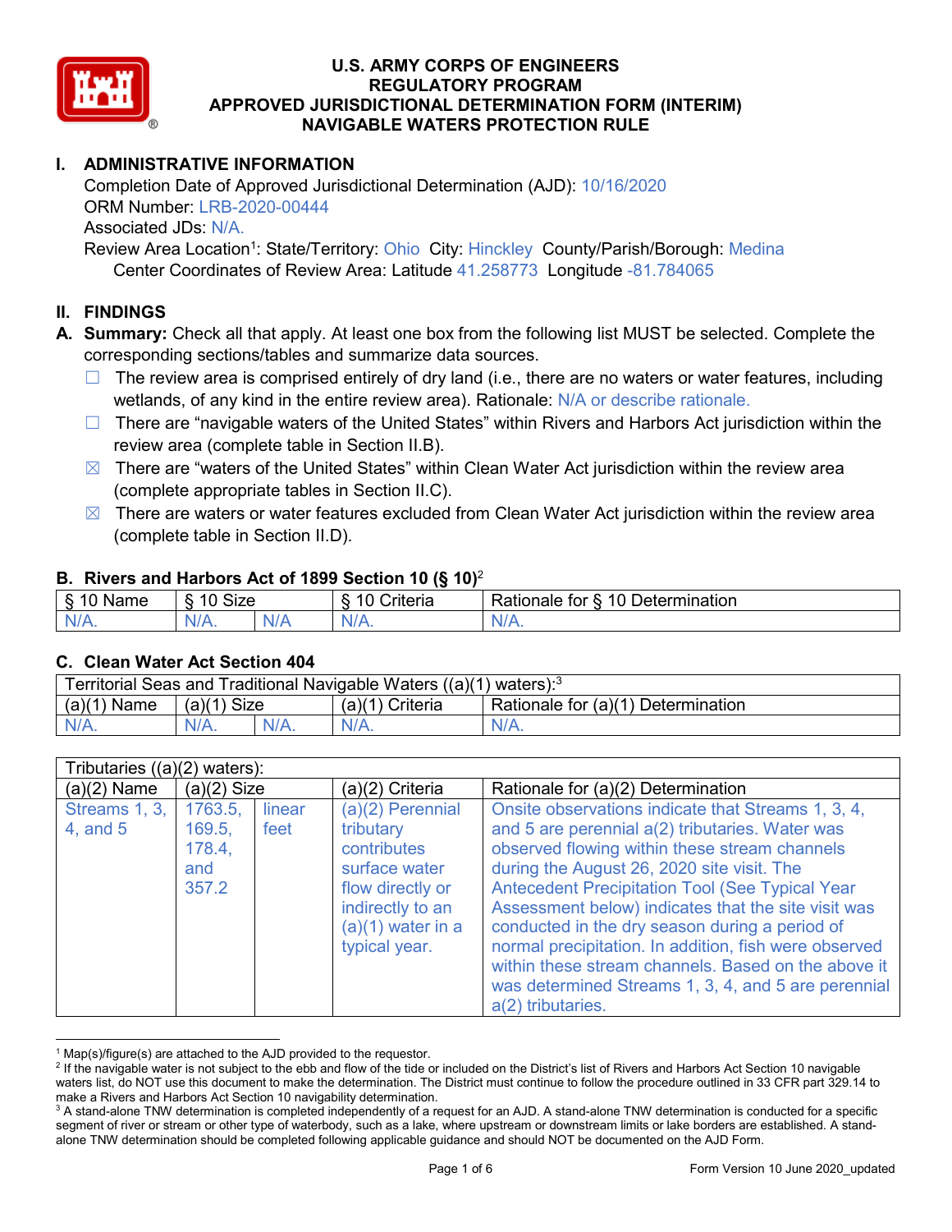# U.S. ARMY CORPS OF ENGINEERS
# REGULATORY PROGRAM
# APPROVED JURISDICTIONAL DETERMINATION FORM (INTERIM)
# NAVIGABLE WATERS PROTECTION RULE

## I. ADMINISTRATIVE INFORMATION

Completion Date of Approved Jurisdictional Determination (AJD): 10/16/2020
ORM Number: LRB-2020-00444
Associated JDs: N/A.
Review Area Location[1]: State/Territory: Ohio City: Hinckley County/Parish/Borough: Medina
Center Coordinates of Review Area: Latitude 41.258773 Longitude -81.784065

## II. FINDINGS

**A. Summary:** Check all that apply. At least one box from the following list MUST be selected. Complete the corresponding sections/tables and summarize data sources.

- ☐ The review area is comprised entirely of dry land (i.e., there are no waters or water features, including wetlands, of any kind in the entire review area). Rationale: N/A or describe rationale.
- ☐ There are "navigable waters of the United States" within Rivers and Harbors Act jurisdiction within the review area (complete table in Section II.B).
- ☒ There are "waters of the United States" within Clean Water Act jurisdiction within the review area (complete appropriate tables in Section II.C).
- ☒ There are waters or water features excluded from Clean Water Act jurisdiction within the review area (complete table in Section II.D).

### B. Rivers and Harbors Act of 1899 Section 10 (§ 10)[2]

| § 10 Name | § 10 Size | | § 10 Criteria | Rationale for § 10 Determination |
|---|---|---|---|---|
| N/A. | N/A. | N/A | N/A. | N/A. |

### C. Clean Water Act Section 404

| Territorial Seas and Traditional Navigable Waters ((a)(1) waters):[3] | | | | |
|---|---|---|---|---|
| (a)(1) Name | (a)(1) Size | | (a)(1) Criteria | Rationale for (a)(1) Determination |
| N/A. | N/A. | N/A. | N/A. | N/A. |

| Tributaries ((a)(2) waters): | | | | |
|---|---|---|---|---|
| (a)(2) Name | (a)(2) Size | | (a)(2) Criteria | Rationale for (a)(2) Determination |
| Streams 1, 3, 4, and 5 | 1763.5, 169.5, 178.4, and 357.2 | linear feet | (a)(2) Perennial tributary contributes surface water flow directly or indirectly to an (a)(1) water in a typical year. | Onsite observations indicate that Streams 1, 3, 4, and 5 are perennial a(2) tributaries. Water was observed flowing within these stream channels during the August 26, 2020 site visit. The Antecedent Precipitation Tool (See Typical Year Assessment below) indicates that the site visit was conducted in the dry season during a period of normal precipitation. In addition, fish were observed within these stream channels. Based on the above it was determined Streams 1, 3, 4, and 5 are perennial a(2) tributaries. |

[1] Map(s)/figure(s) are attached to the AJD provided to the requestor.
[2] If the navigable water is not subject to the ebb and flow of the tide or included on the District's list of Rivers and Harbors Act Section 10 navigable waters list, do NOT use this document to make the determination. The District must continue to follow the procedure outlined in 33 CFR part 329.14 to make a Rivers and Harbors Act Section 10 navigability determination.
[3] A stand-alone TNW determination is completed independently of a request for an AJD. A stand-alone TNW determination is conducted for a specific segment of river or stream or other type of waterbody, such as a lake, where upstream or downstream limits or lake borders are established. A stand-alone TNW determination should be completed following applicable guidance and should NOT be documented on the AJD Form.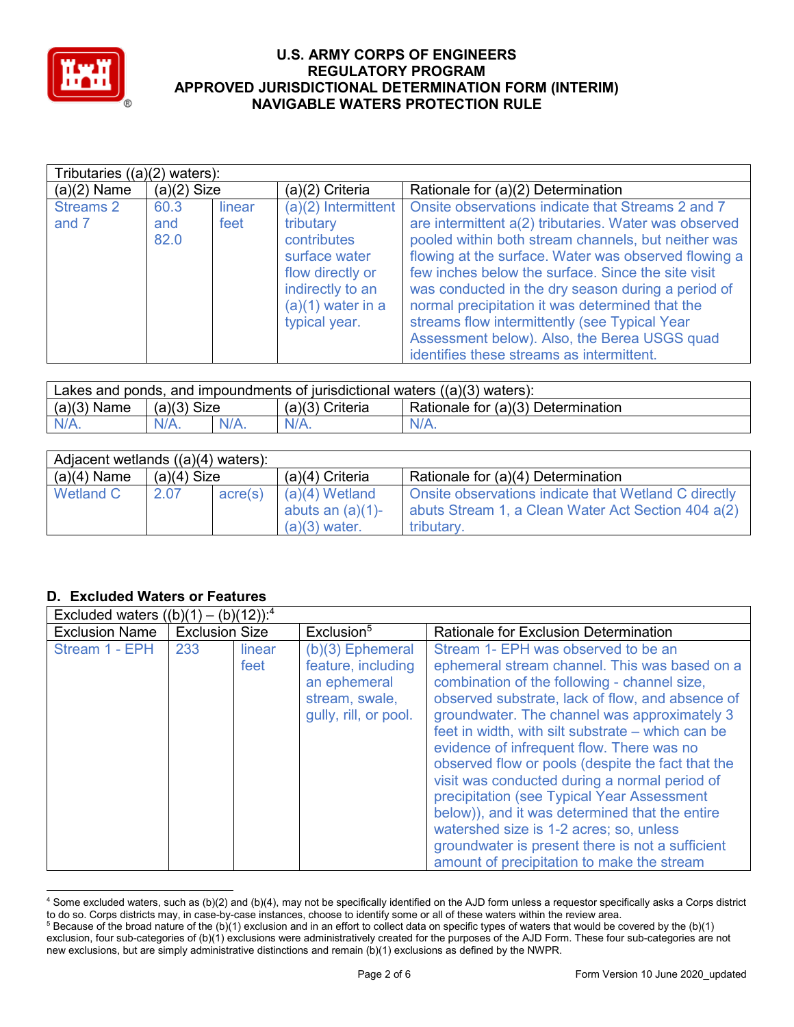**U.S. ARMY CORPS OF ENGINEERS**
**REGULATORY PROGRAM**
**APPROVED JURISDICTIONAL DETERMINATION FORM (INTERIM)**
**NAVIGABLE WATERS PROTECTION RULE**

| Tributaries ((a)(2) waters): | | | | |
|---|---|---|---|---|
| (a)(2) Name | (a)(2) Size | | (a)(2) Criteria | Rationale for (a)(2) Determination |
| Streams 2 and 7 | 60.3 and 82.0 | linear feet | (a)(2) Intermittent tributary contributes surface water flow directly or indirectly to an (a)(1) water in a typical year. | Onsite observations indicate that Streams 2 and 7 are intermittent a(2) tributaries. Water was observed pooled within both stream channels, but neither was flowing at the surface. Water was observed flowing a few inches below the surface. Since the site visit was conducted in the dry season during a period of normal precipitation it was determined that the streams flow intermittently (see Typical Year Assessment below). Also, the Berea USGS quad identifies these streams as intermittent. |

| Lakes and ponds, and impoundments of jurisdictional waters ((a)(3) waters): | | | | |
|---|---|---|---|---|
| (a)(3) Name | (a)(3) Size | | (a)(3) Criteria | Rationale for (a)(3) Determination |
| N/A. | N/A. | N/A. | N/A. | N/A. |

| Adjacent wetlands ((a)(4) waters): | | | | |
|---|---|---|---|---|
| (a)(4) Name | (a)(4) Size | | (a)(4) Criteria | Rationale for (a)(4) Determination |
| Wetland C | 2.07 | acre(s) | (a)(4) Wetland abuts an (a)(1)-(a)(3) water. | Onsite observations indicate that Wetland C directly abuts Stream 1, a Clean Water Act Section 404 a(2) tributary. |

## D. Excluded Waters or Features

| Excluded waters ((b)(1) – (b)(12)):[4] | | | | |
|---|---|---|---|---|
| Exclusion Name | Exclusion Size | | Exclusion[5] | Rationale for Exclusion Determination |
| Stream 1 - EPH | 233 | linear feet | (b)(3) Ephemeral feature, including an ephemeral stream, swale, gully, rill, or pool. | Stream 1- EPH was observed to be an ephemeral stream channel. This was based on a combination of the following - channel size, observed substrate, lack of flow, and absence of groundwater. The channel was approximately 3 feet in width, with silt substrate – which can be evidence of infrequent flow. There was no observed flow or pools (despite the fact that the visit was conducted during a normal period of precipitation (see Typical Year Assessment below)), and it was determined that the entire watershed size is 1-2 acres; so, unless groundwater is present there is not a sufficient amount of precipitation to make the stream |

[4] Some excluded waters, such as (b)(2) and (b)(4), may not be specifically identified on the AJD form unless a requestor specifically asks a Corps district to do so. Corps districts may, in case-by-case instances, choose to identify some or all of these waters within the review area.
[5] Because of the broad nature of the (b)(1) exclusion and in an effort to collect data on specific types of waters that would be covered by the (b)(1) exclusion, four sub-categories of (b)(1) exclusions were administratively created for the purposes of the AJD Form. These four sub-categories are not new exclusions, but are simply administrative distinctions and remain (b)(1) exclusions as defined by the NWPR.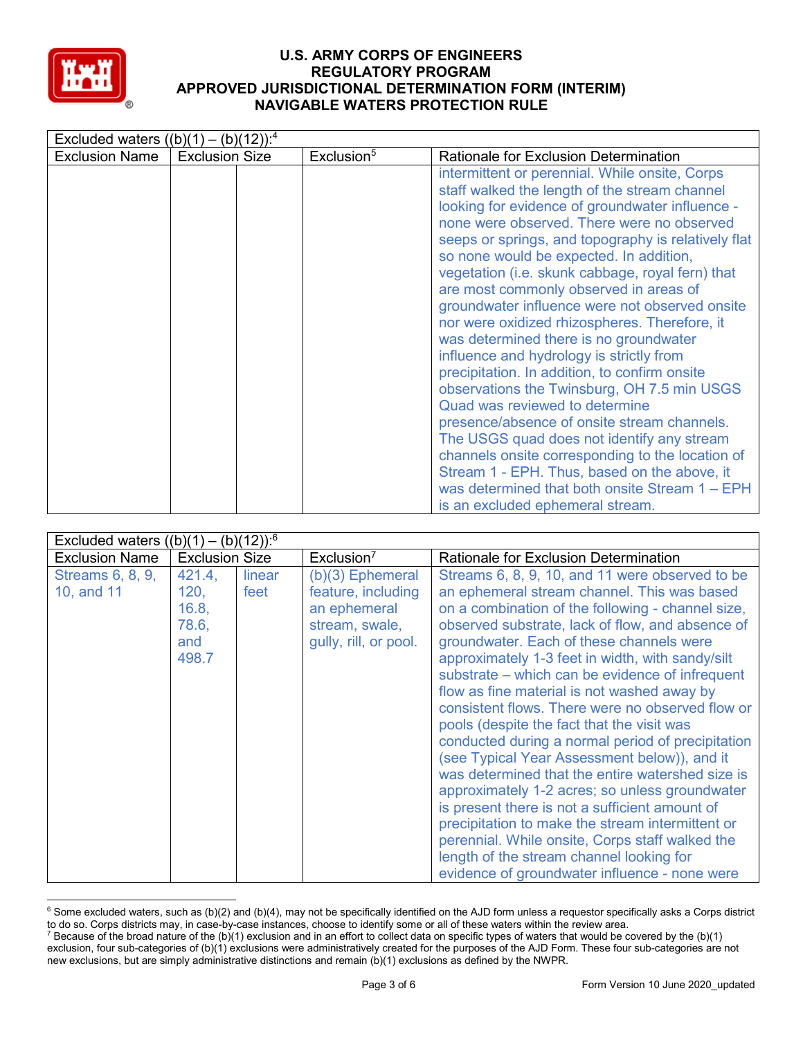| Excluded waters ((b)(1) – (b)(12)):[4] | | | | |
|---|---|---|---|---|
| Exclusion Name | Exclusion Size | | Exclusion[5] | Rationale for Exclusion Determination |
| | | | | intermittent or perennial. While onsite, Corps staff walked the length of the stream channel looking for evidence of groundwater influence - none were observed. There were no observed seeps or springs, and topography is relatively flat so none would be expected. In addition, vegetation (i.e. skunk cabbage, royal fern) that are most commonly observed in areas of groundwater influence were not observed onsite nor were oxidized rhizospheres. Therefore, it was determined there is no groundwater influence and hydrology is strictly from precipitation. In addition, to confirm onsite observations the Twinsburg, OH 7.5 min USGS Quad was reviewed to determine presence/absence of onsite stream channels. The USGS quad does not identify any stream channels onsite corresponding to the location of Stream 1 - EPH. Thus, based on the above, it was determined that both onsite Stream 1 – EPH is an excluded ephemeral stream. |

| Excluded waters ((b)(1) – (b)(12)):[6] | | | | |
|---|---|---|---|---|
| Exclusion Name | Exclusion Size | | Exclusion[7] | Rationale for Exclusion Determination |
| Streams 6, 8, 9, 10, and 11 | 421.4, 120, 16.8, 78.6, and 498.7 | linear feet | (b)(3) Ephemeral feature, including an ephemeral stream, swale, gully, rill, or pool. | Streams 6, 8, 9, 10, and 11 were observed to be an ephemeral stream channel. This was based on a combination of the following - channel size, observed substrate, lack of flow, and absence of groundwater. Each of these channels were approximately 1-3 feet in width, with sandy/silt substrate – which can be evidence of infrequent flow as fine material is not washed away by consistent flows. There were no observed flow or pools (despite the fact that the visit was conducted during a normal period of precipitation (see Typical Year Assessment below)), and it was determined that the entire watershed size is approximately 1-2 acres; so unless groundwater is present there is not a sufficient amount of precipitation to make the stream intermittent or perennial. While onsite, Corps staff walked the length of the stream channel looking for evidence of groundwater influence - none were |

[6] Some excluded waters, such as (b)(2) and (b)(4), may not be specifically identified on the AJD form unless a requestor specifically asks a Corps district to do so. Corps districts may, in case-by-case instances, choose to identify some or all of these waters within the review area.

[7] Because of the broad nature of the (b)(1) exclusion and in an effort to collect data on specific types of waters that would be covered by the (b)(1) exclusion, four sub-categories of (b)(1) exclusions were administratively created for the purposes of the AJD Form. These four sub-categories are not new exclusions, but are simply administrative distinctions and remain (b)(1) exclusions as defined by the NWPR.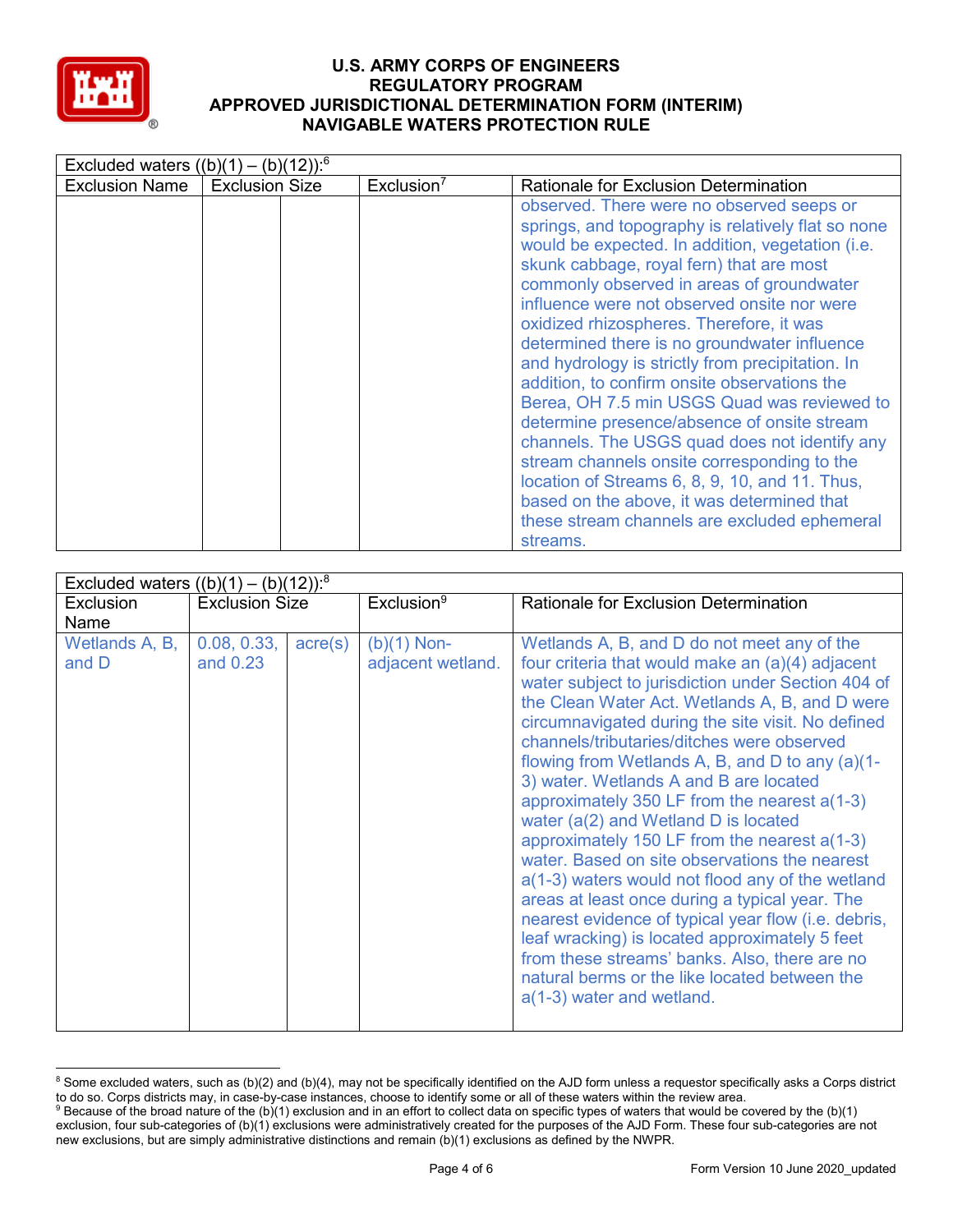| Excluded waters ((b)(1) – (b)(12)):[6] | | | | |
|---|---|---|---|---|
| Exclusion Name | Exclusion Size | | Exclusion[7] | Rationale for Exclusion Determination |
| | | | | observed. There were no observed seeps or springs, and topography is relatively flat so none would be expected. In addition, vegetation (i.e. skunk cabbage, royal fern) that are most commonly observed in areas of groundwater influence were not observed onsite nor were oxidized rhizospheres. Therefore, it was determined there is no groundwater influence and hydrology is strictly from precipitation. In addition, to confirm onsite observations the Berea, OH 7.5 min USGS Quad was reviewed to determine presence/absence of onsite stream channels. The USGS quad does not identify any stream channels onsite corresponding to the location of Streams 6, 8, 9, 10, and 11. Thus, based on the above, it was determined that these stream channels are excluded ephemeral streams. |

| Excluded waters ((b)(1) – (b)(12)):[8] | | | | |
|---|---|---|---|---|
| Exclusion Name | Exclusion Size | | Exclusion[9] | Rationale for Exclusion Determination |
| Wetlands A, B, and D | 0.08, 0.33, and 0.23 | acre(s) | (b)(1) Non-adjacent wetland. | Wetlands A, B, and D do not meet any of the four criteria that would make an (a)(4) adjacent water subject to jurisdiction under Section 404 of the Clean Water Act. Wetlands A, B, and D were circumnavigated during the site visit. No defined channels/tributaries/ditches were observed flowing from Wetlands A, B, and D to any (a)(1-3) water. Wetlands A and B are located approximately 350 LF from the nearest a(1-3) water (a(2) and Wetland D is located approximately 150 LF from the nearest a(1-3) water. Based on site observations the nearest a(1-3) waters would not flood any of the wetland areas at least once during a typical year. The nearest evidence of typical year flow (i.e. debris, leaf wracking) is located approximately 5 feet from these streams' banks. Also, there are no natural berms or the like located between the a(1-3) water and wetland. |

[8] Some excluded waters, such as (b)(2) and (b)(4), may not be specifically identified on the AJD form unless a requestor specifically asks a Corps district to do so. Corps districts may, in case-by-case instances, choose to identify some or all of these waters within the review area.

[9] Because of the broad nature of the (b)(1) exclusion and in an effort to collect data on specific types of waters that would be covered by the (b)(1) exclusion, four sub-categories of (b)(1) exclusions were administratively created for the purposes of the AJD Form. These four sub-categories are not new exclusions, but are simply administrative distinctions and remain (b)(1) exclusions as defined by the NWPR.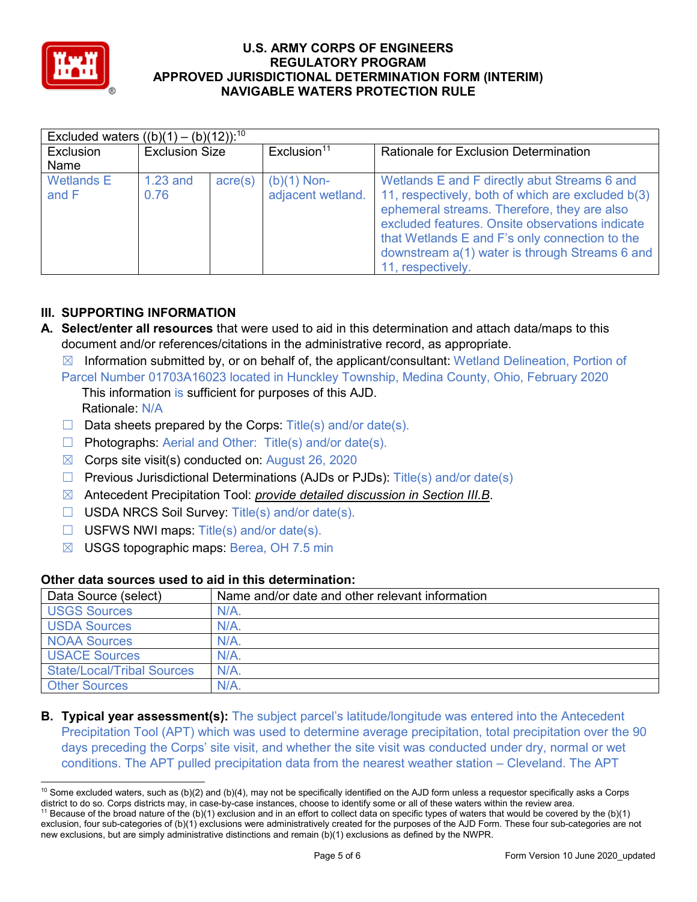| Excluded waters ((b)(1) – (b)(12)):[10] | | | | |
|---|---|---|---|---|
| Exclusion Name | Exclusion Size | | Exclusion[11] | Rationale for Exclusion Determination |
| Wetlands E and F | 1.23 and 0.76 | acre(s) | (b)(1) Non-adjacent wetland. | Wetlands E and F directly abut Streams 6 and 11, respectively, both of which are excluded b(3) ephemeral streams. Therefore, they are also excluded features. Onsite observations indicate that Wetlands E and F's only connection to the downstream a(1) water is through Streams 6 and 11, respectively. |

## III. SUPPORTING INFORMATION

**A. Select/enter all resources** that were used to aid in this determination and attach data/maps to this document and/or references/citations in the administrative record, as appropriate.

☒ Information submitted by, or on behalf of, the applicant/consultant: Wetland Delineation, Portion of Parcel Number 01703A16023 located in Hunckley Township, Medina County, Ohio, February 2020

This information is sufficient for purposes of this AJD.

Rationale: N/A

☐ Data sheets prepared by the Corps: Title(s) and/or date(s).

☐ Photographs: Aerial and Other: Title(s) and/or date(s).

☒ Corps site visit(s) conducted on: August 26, 2020

☐ Previous Jurisdictional Determinations (AJDs or PJDs): Title(s) and/or date(s)

☒ Antecedent Precipitation Tool: *provide detailed discussion in Section III.B*.

☐ USDA NRCS Soil Survey: Title(s) and/or date(s).

☐ USFWS NWI maps: Title(s) and/or date(s).

☒ USGS topographic maps: Berea, OH 7.5 min

### Other data sources used to aid in this determination:

| Data Source (select) | Name and/or date and other relevant information |
|---|---|
| USGS Sources | N/A. |
| USDA Sources | N/A. |
| NOAA Sources | N/A. |
| USACE Sources | N/A. |
| State/Local/Tribal Sources | N/A. |
| Other Sources | N/A. |

**B. Typical year assessment(s):** The subject parcel's latitude/longitude was entered into the Antecedent Precipitation Tool (APT) which was used to determine average precipitation, total precipitation over the 90 days preceding the Corps' site visit, and whether the site visit was conducted under dry, normal or wet conditions. The APT pulled precipitation data from the nearest weather station – Cleveland. The APT

---

[10] Some excluded waters, such as (b)(2) and (b)(4), may not be specifically identified on the AJD form unless a requestor specifically asks a Corps district to do so. Corps districts may, in case-by-case instances, choose to identify some or all of these waters within the review area.

[11] Because of the broad nature of the (b)(1) exclusion and in an effort to collect data on specific types of waters that would be covered by the (b)(1) exclusion, four sub-categories of (b)(1) exclusions were administratively created for the purposes of the AJD Form. These four sub-categories are not new exclusions, but are simply administrative distinctions and remain (b)(1) exclusions as defined by the NWPR.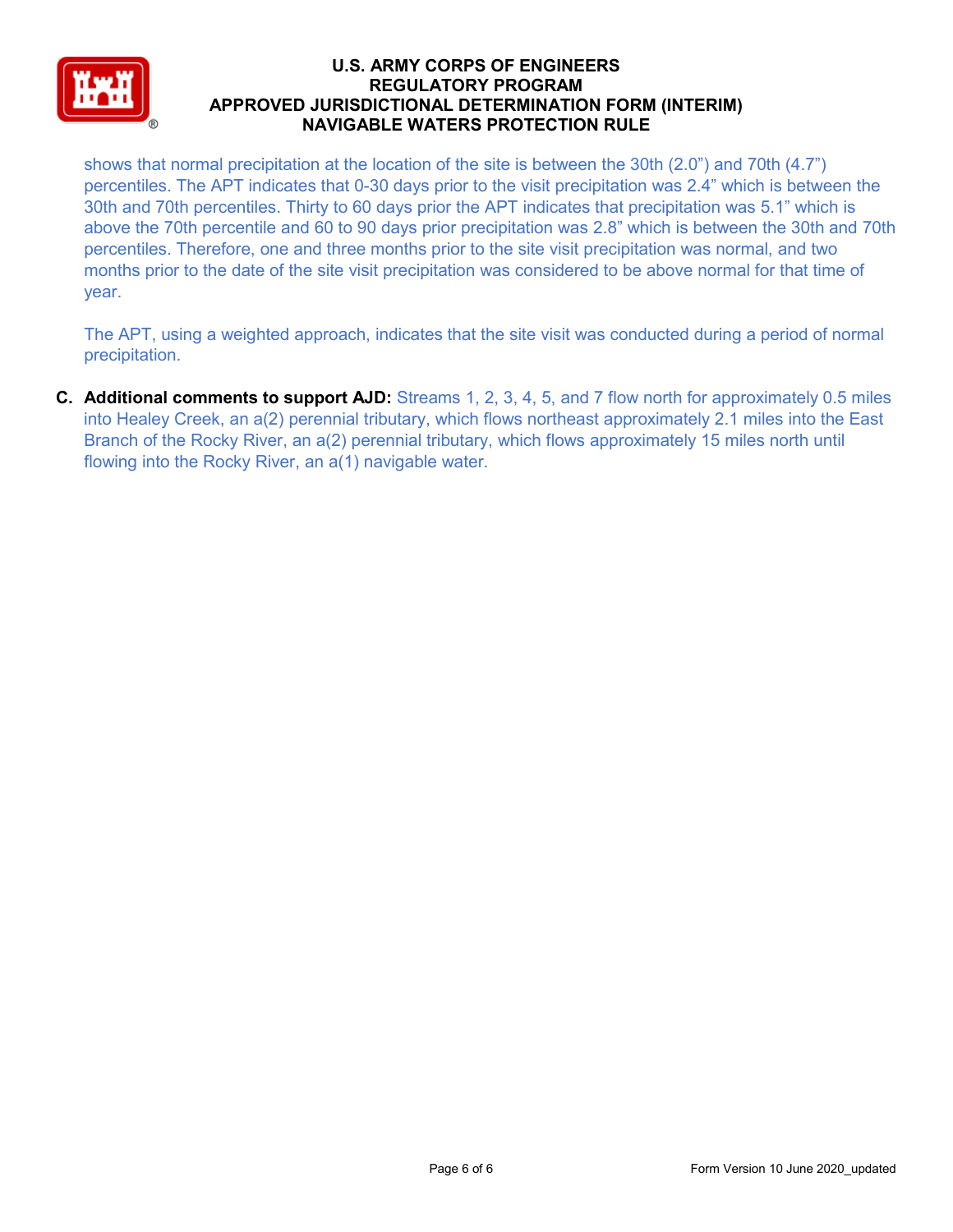shows that normal precipitation at the location of the site is between the 30th (2.0”) and 70th (4.7”) percentiles. The APT indicates that 0-30 days prior to the visit precipitation was 2.4” which is between the 30th and 70th percentiles. Thirty to 60 days prior the APT indicates that precipitation was 5.1” which is above the 70th percentile and 60 to 90 days prior precipitation was 2.8” which is between the 30th and 70th percentiles. Therefore, one and three months prior to the site visit precipitation was normal, and two months prior to the date of the site visit precipitation was considered to be above normal for that time of year.

The APT, using a weighted approach, indicates that the site visit was conducted during a period of normal precipitation.

**C. Additional comments to support AJD:** Streams 1, 2, 3, 4, 5, and 7 flow north for approximately 0.5 miles into Healey Creek, an a(2) perennial tributary, which flows northeast approximately 2.1 miles into the East Branch of the Rocky River, an a(2) perennial tributary, which flows approximately 15 miles north until flowing into the Rocky River, an a(1) navigable water.